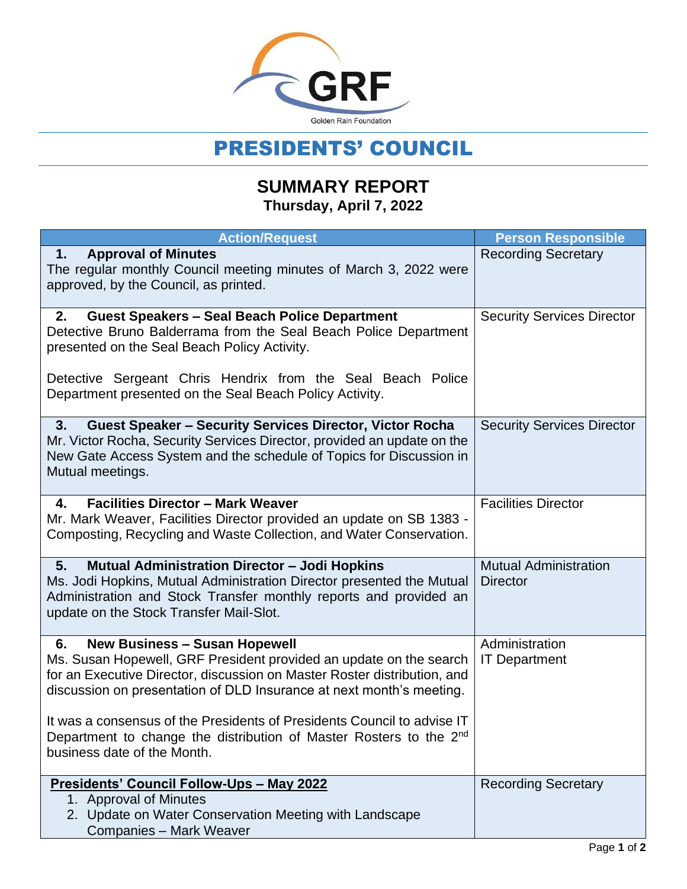Golden Rain Foundation

# PRESIDENTS' COUNCIL

## SUMMARY REPORT

**Thursday, April 7, 2022**

| Action/Request | Person Responsible |
|---|---|
| **1. Approval of Minutes**<br>The regular monthly Council meeting minutes of March 3, 2022 were approved, by the Council, as printed. | Recording Secretary |
| **2. Guest Speakers – Seal Beach Police Department**<br>Detective Bruno Balderrama from the Seal Beach Police Department presented on the Seal Beach Policy Activity.<br><br>Detective Sergeant Chris Hendrix from the Seal Beach Police Department presented on the Seal Beach Policy Activity. | Security Services Director |
| **3. Guest Speaker – Security Services Director, Victor Rocha**<br>Mr. Victor Rocha, Security Services Director, provided an update on the New Gate Access System and the schedule of Topics for Discussion in Mutual meetings. | Security Services Director |
| **4. Facilities Director – Mark Weaver**<br>Mr. Mark Weaver, Facilities Director provided an update on SB 1383 - Composting, Recycling and Waste Collection, and Water Conservation. | Facilities Director |
| **5. Mutual Administration Director – Jodi Hopkins**<br>Ms. Jodi Hopkins, Mutual Administration Director presented the Mutual Administration and Stock Transfer monthly reports and provided an update on the Stock Transfer Mail-Slot. | Mutual Administration Director |
| **6. New Business – Susan Hopewell**<br>Ms. Susan Hopewell, GRF President provided an update on the search for an Executive Director, discussion on Master Roster distribution, and discussion on presentation of DLD Insurance at next month's meeting.<br><br>It was a consensus of the Presidents of Presidents Council to advise IT Department to change the distribution of Master Rosters to the 2nd business date of the Month. | Administration<br>IT Department |
| **Presidents' Council Follow-Ups – May 2022**<br>1. Approval of Minutes<br>2. Update on Water Conservation Meeting with Landscape Companies – Mark Weaver | Recording Secretary |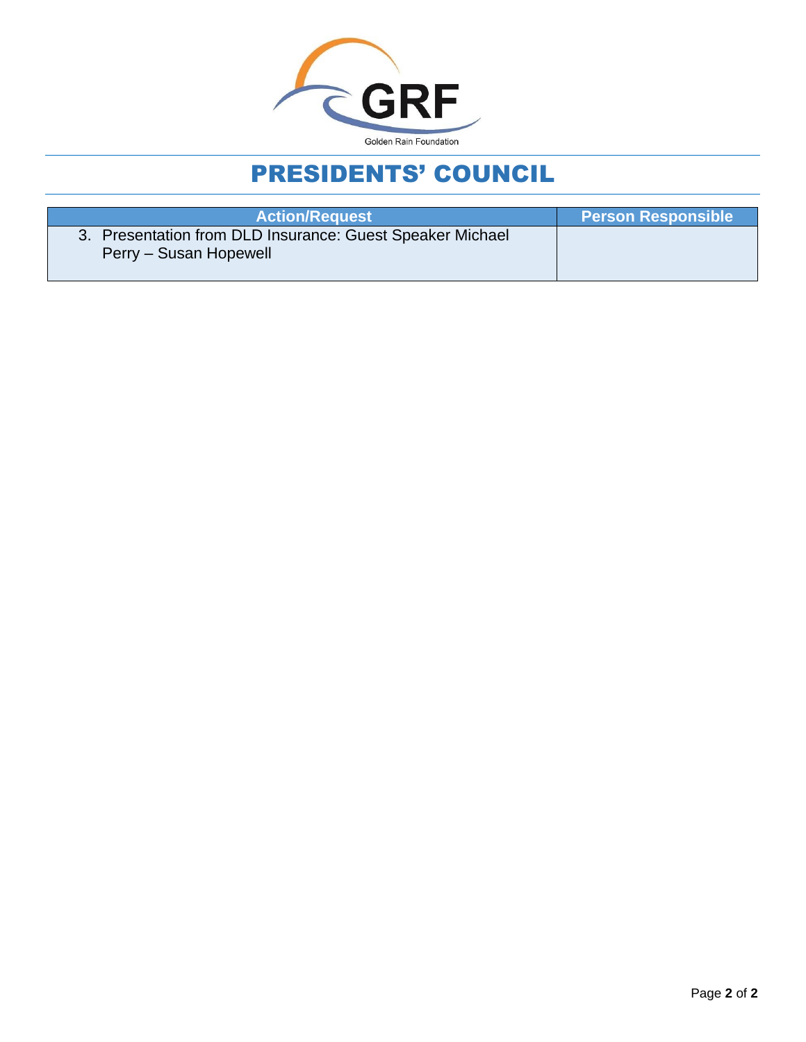# PRESIDENTS' COUNCIL

| Action/Request | Person Responsible |
| --- | --- |
| 3. Presentation from DLD Insurance: Guest Speaker Michael Perry – Susan Hopewell | |